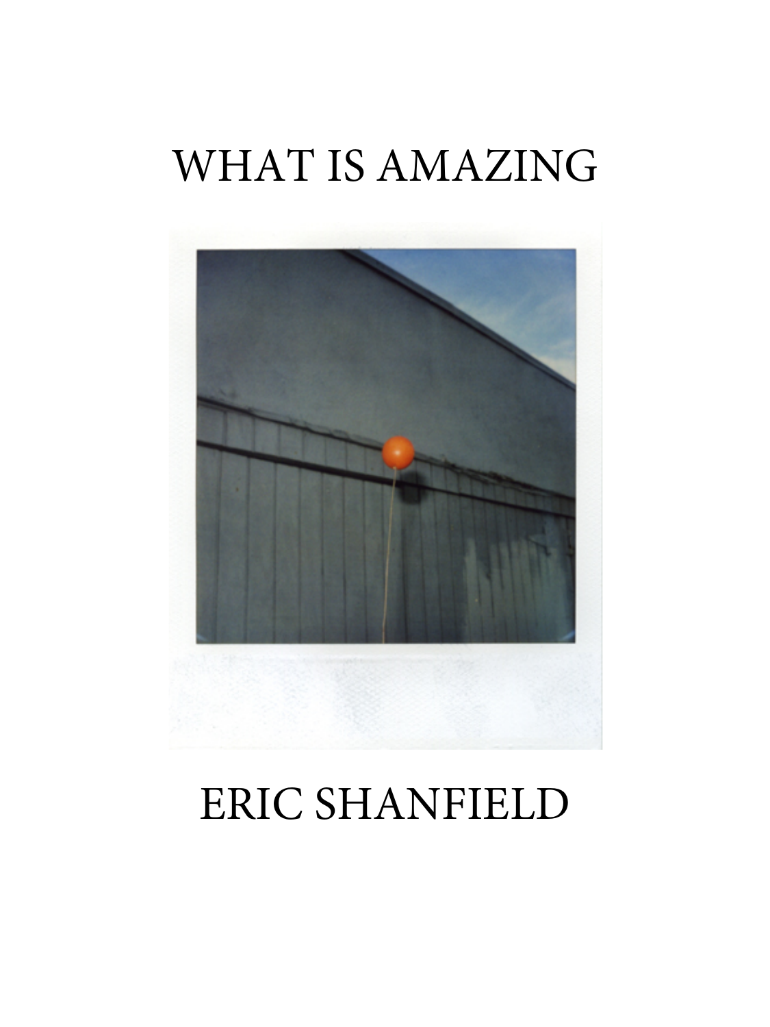# WHAT IS AMAZING

ERIC SHANFIELD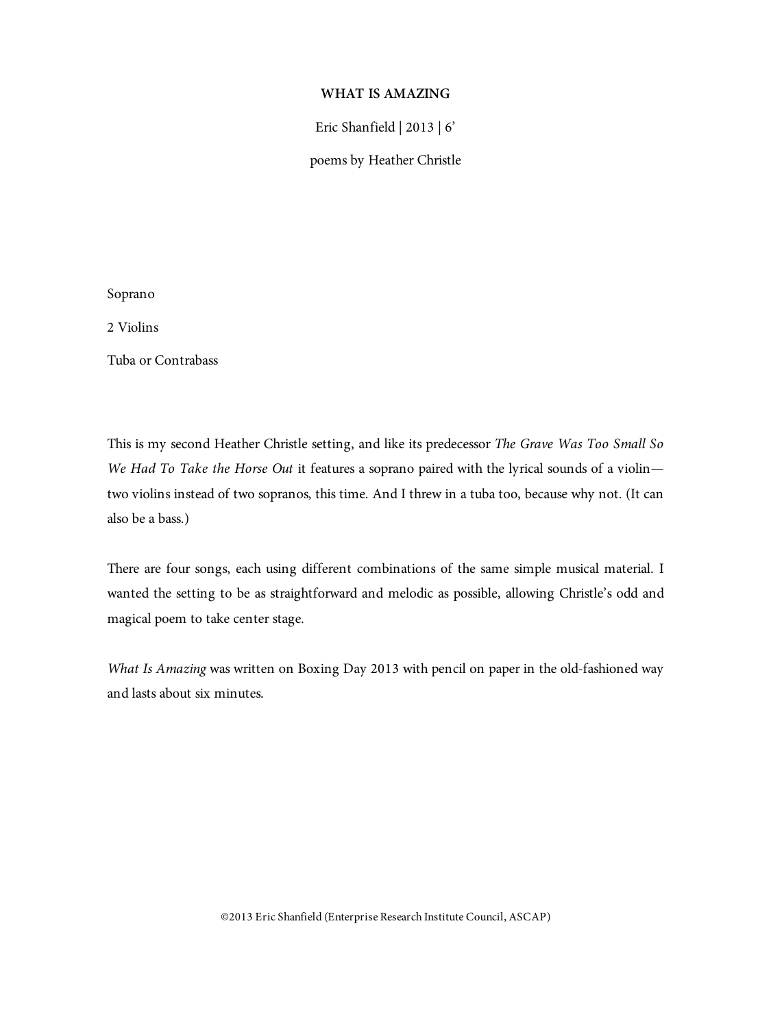# WHAT IS AMAZING

Eric Shanfield | 2013 | 6'

poems by Heather Christle

Soprano

2 Violins

Tuba or Contrabass

This is my second Heather Christle setting, and like its predecessor *The Grave Was Too Small So We Had To Take the Horse Out* it features a soprano paired with the lyrical sounds of a violin—two violins instead of two sopranos, this time. And I threw in a tuba too, because why not. (It can also be a bass.)

There are four songs, each using different combinations of the same simple musical material. I wanted the setting to be as straightforward and melodic as possible, allowing Christle's odd and magical poem to take center stage.

*What Is Amazing* was written on Boxing Day 2013 with pencil on paper in the old-fashioned way and lasts about six minutes.

©2013 Eric Shanfield (Enterprise Research Institute Council, ASCAP)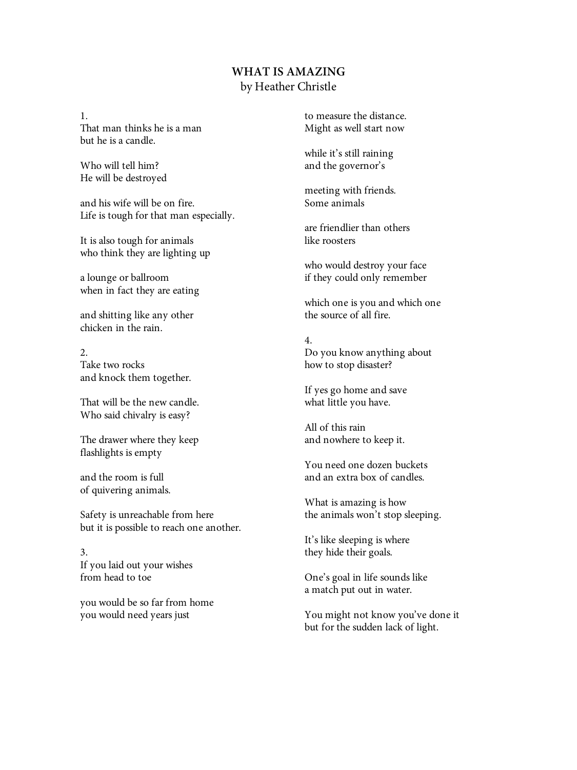# WHAT IS AMAZING

by Heather Christle

1.
That man thinks he is a man
but he is a candle.

Who will tell him?
He will be destroyed

and his wife will be on fire.
Life is tough for that man especially.

It is also tough for animals
who think they are lighting up

a lounge or ballroom
when in fact they are eating

and shitting like any other
chicken in the rain.

2.
Take two rocks
and knock them together.

That will be the new candle.
Who said chivalry is easy?

The drawer where they keep
flashlights is empty

and the room is full
of quivering animals.

Safety is unreachable from here
but it is possible to reach one another.

3.
If you laid out your wishes
from head to toe

you would be so far from home
you would need years just

to measure the distance.
Might as well start now

while it's still raining
and the governor's

meeting with friends.
Some animals

are friendlier than others
like roosters

who would destroy your face
if they could only remember

which one is you and which one
the source of all fire.

4.
Do you know anything about
how to stop disaster?

If yes go home and save
what little you have.

All of this rain
and nowhere to keep it.

You need one dozen buckets
and an extra box of candles.

What is amazing is how
the animals won't stop sleeping.

It's like sleeping is where
they hide their goals.

One's goal in life sounds like
a match put out in water.

You might not know you've done it
but for the sudden lack of light.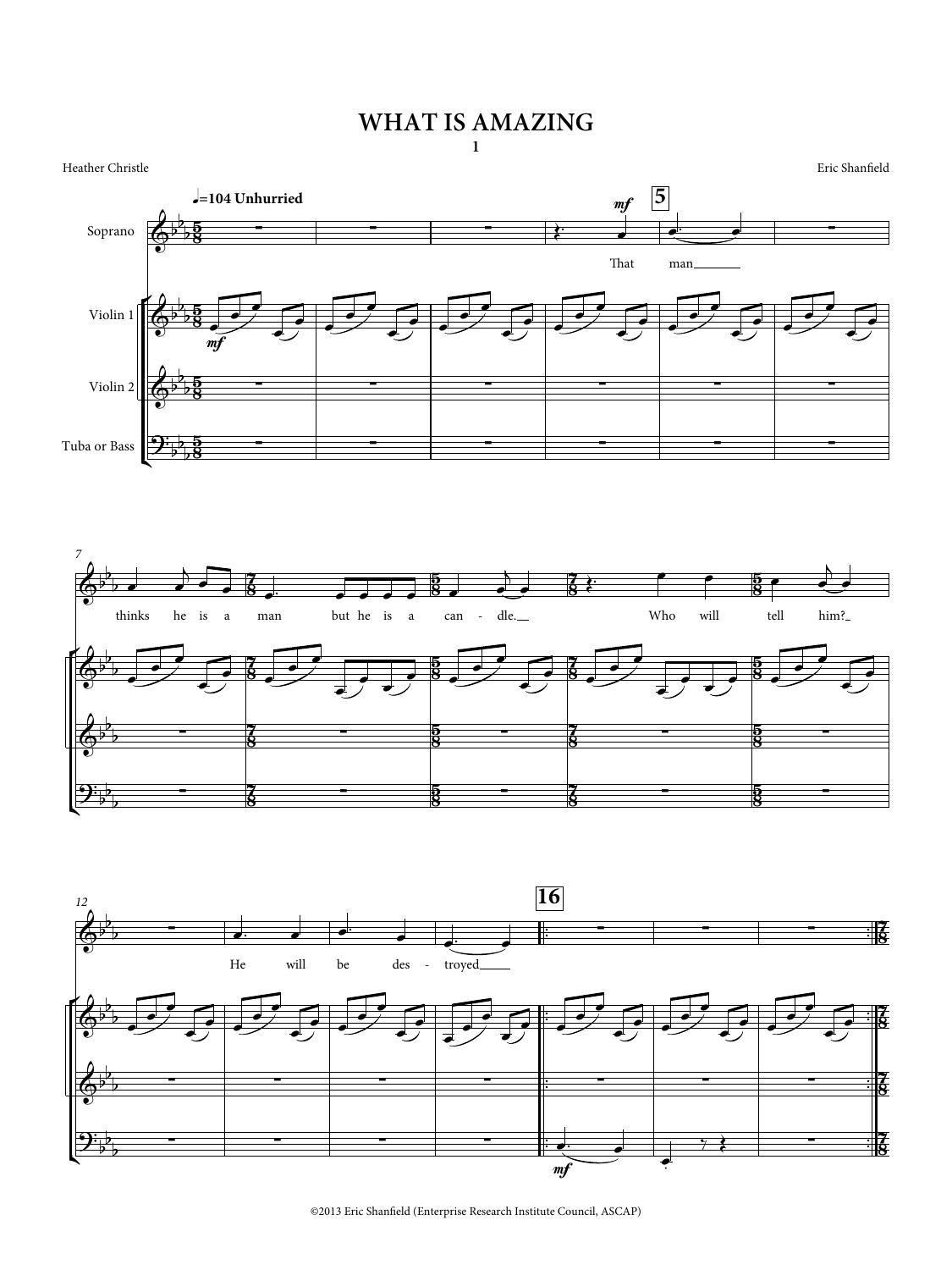# WHAT IS AMAZING

**1**

Heather Christle

Eric Shanfield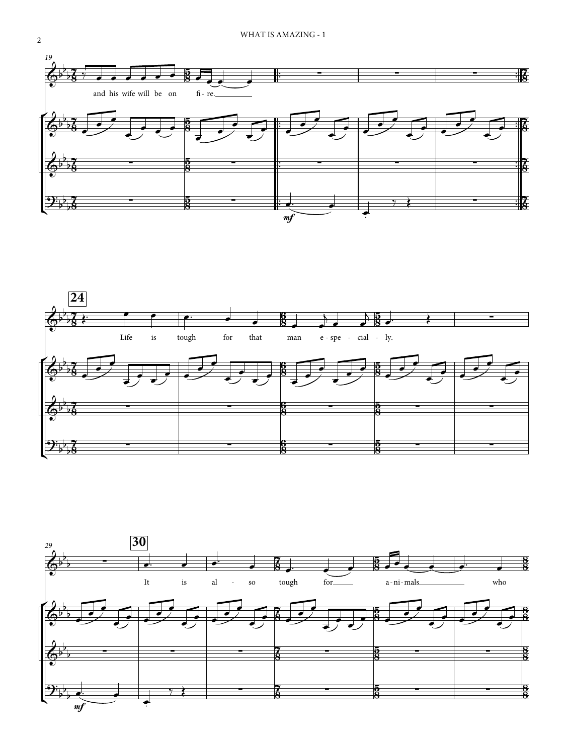19

and his wife will be on fi - re.

*mf*

24

Life is tough for that man e - spe - cial - ly.

29

30

It is al - so tough for a - ni - mals who

*mf*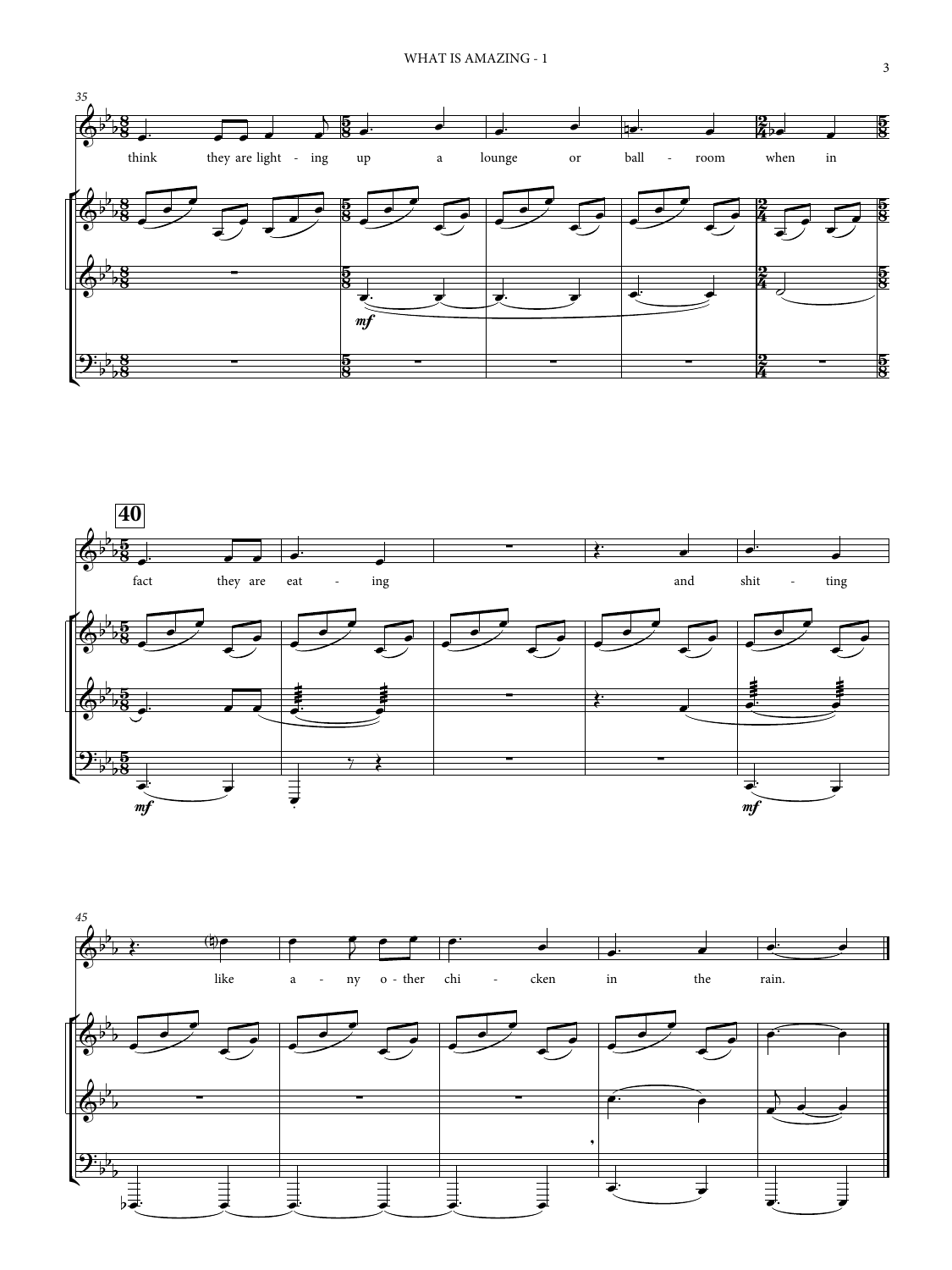think they are light - ing up a lounge or ball - room when in

**40**

fact they are eat - ing and shit - ting

like a - ny o - ther chi - cken in the rain.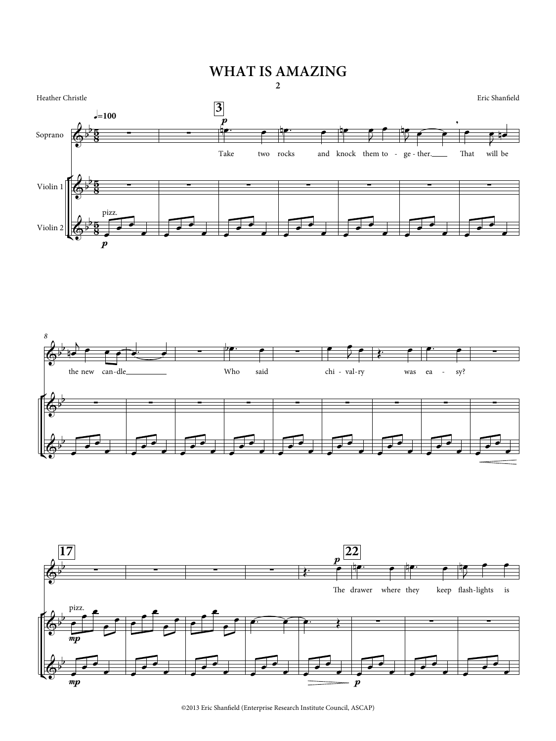# WHAT IS AMAZING

## 2

Heather Christle

Eric Shanfield

♩=100

Soprano

Violin 1

Violin 2

pizz.

Take two rocks and knock them to - ge - ther. That will be

the new can-dle Who said chi - val-ry was ea - sy?

The drawer where they keep flash-lights is

©2013 Eric Shanfield (Enterprise Research Institute Council, ASCAP)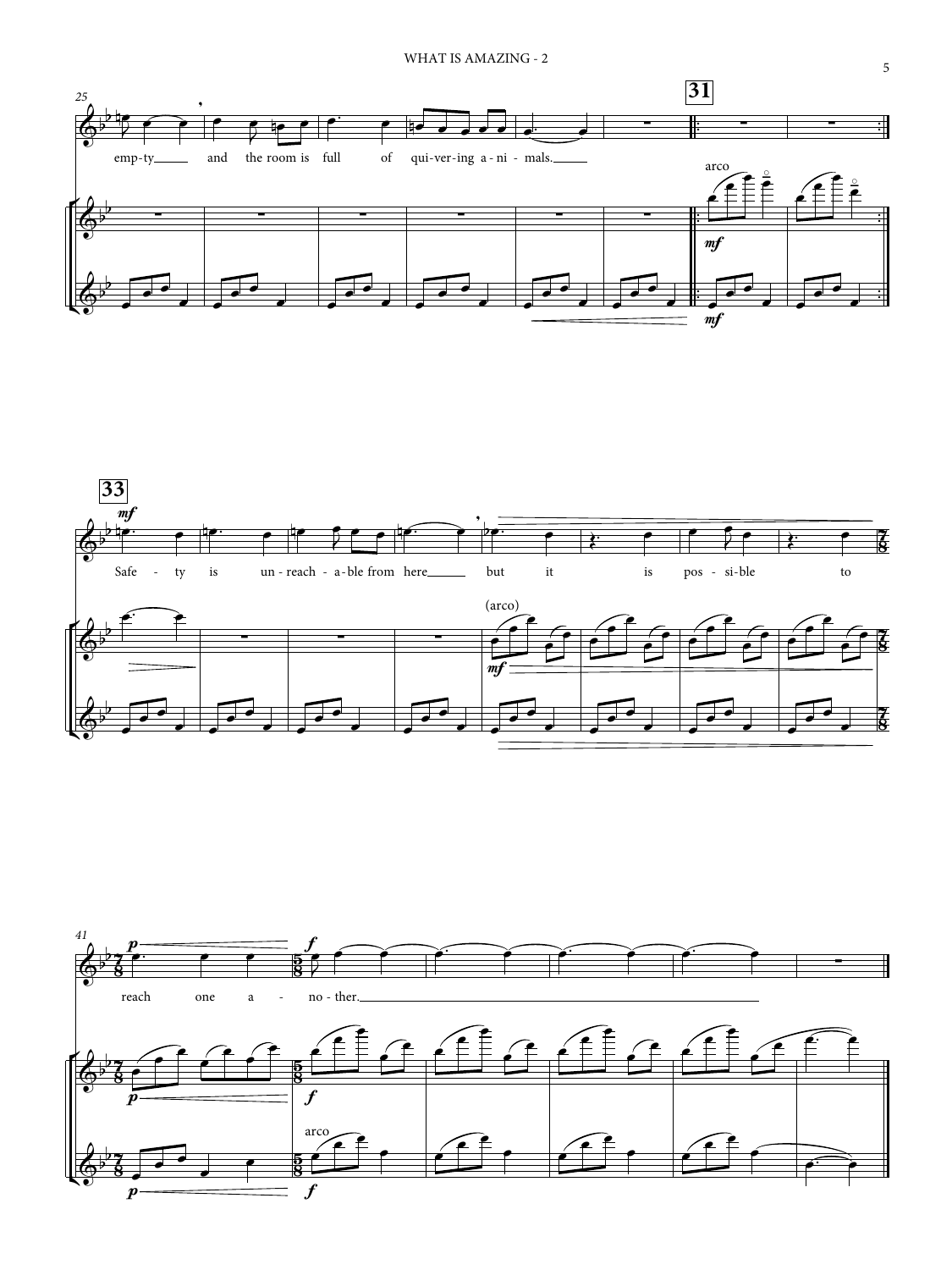25

empty and the room is full of quivering animals.

**31**

arco

*mf*

**33**

*mf*

Safety is unreachable from here but it is possible to

(arco)

41

*p*

reach one another.

*f*

arco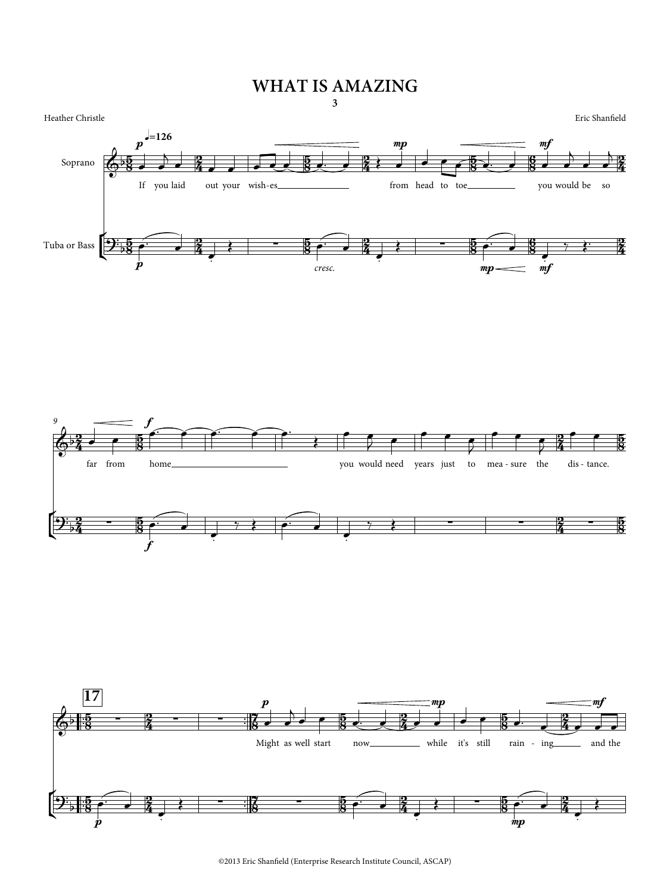# WHAT IS AMAZING

3

Heather Christle

Eric Shanfield

©2013 Eric Shanfield (Enterprise Research Institute Council, ASCAP)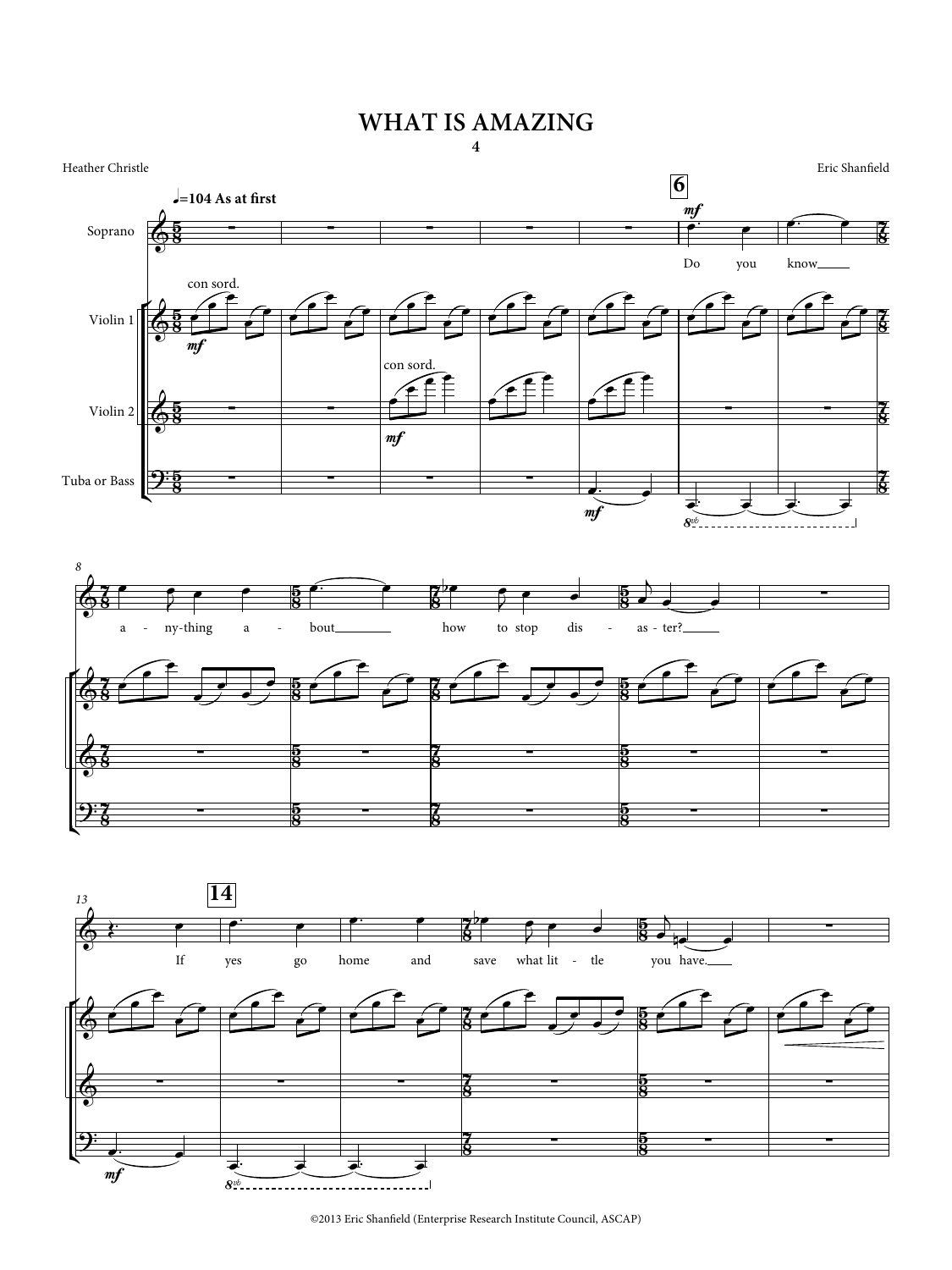# WHAT IS AMAZING

4

Heather Christle

Eric Shanfield

♩=104 As at first

Do you know anything about how to stop disaster?

If yes go home and save what little you have.

©2013 Eric Shanfield (Enterprise Research Institute Council, ASCAP)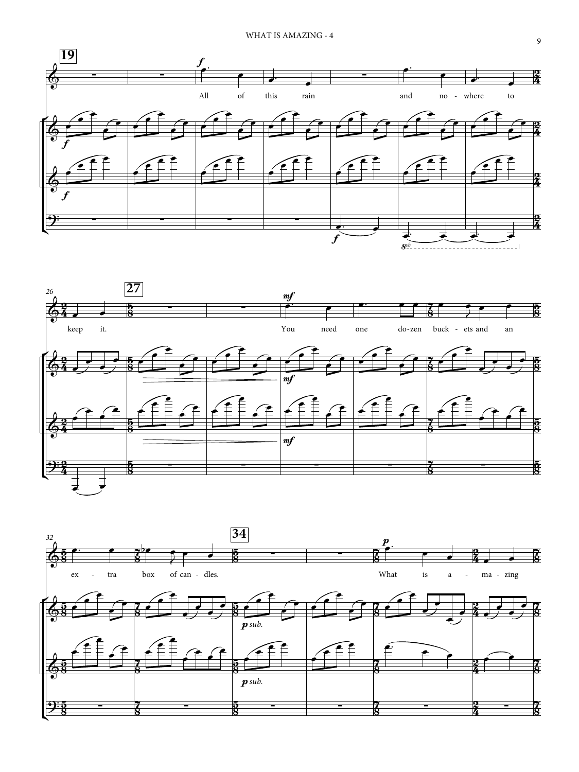All of this rain and no-where to keep it. You need one do-zen buck-ets and an ex-tra box of can-dles. What is a-ma-zing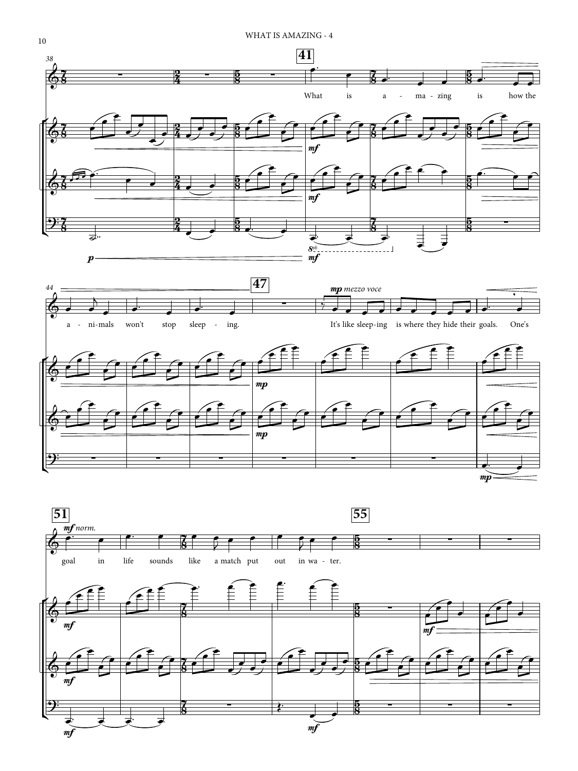What is a - ma - zing is how the a - ni-mals won't stop sleep - ing.

*mp mezzo voce*

It's like sleep-ing is where they hide their goals. One's

*mf norm.*

goal in life sounds like a match put out in wa - ter.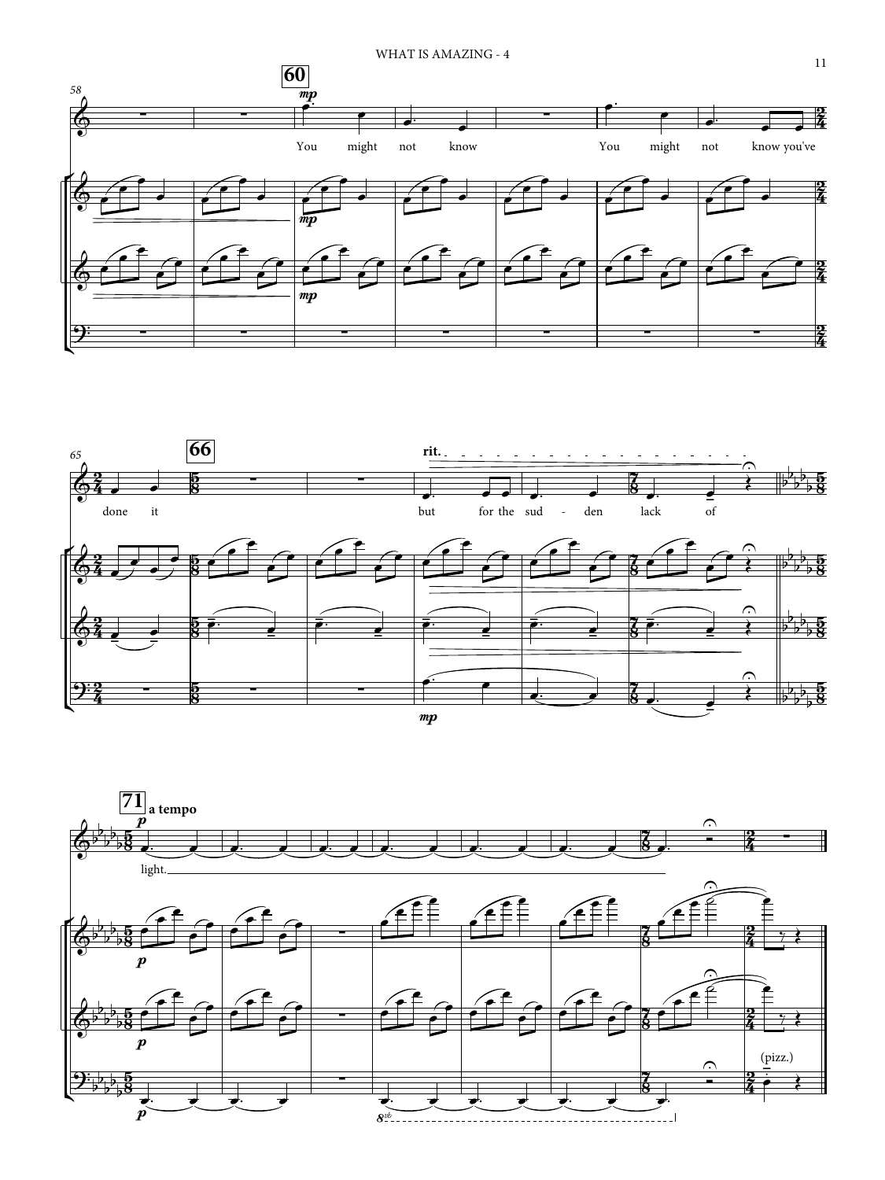58

**60**

*mp*

You might not know You might not know you've

*mp*

*mp*

65

**66**

**rit.**

done it but for the sud - den lack of

*mp*

**71** **a tempo**

*p*

light.

*p*

*p*

*p*

8vb

(pizz.)